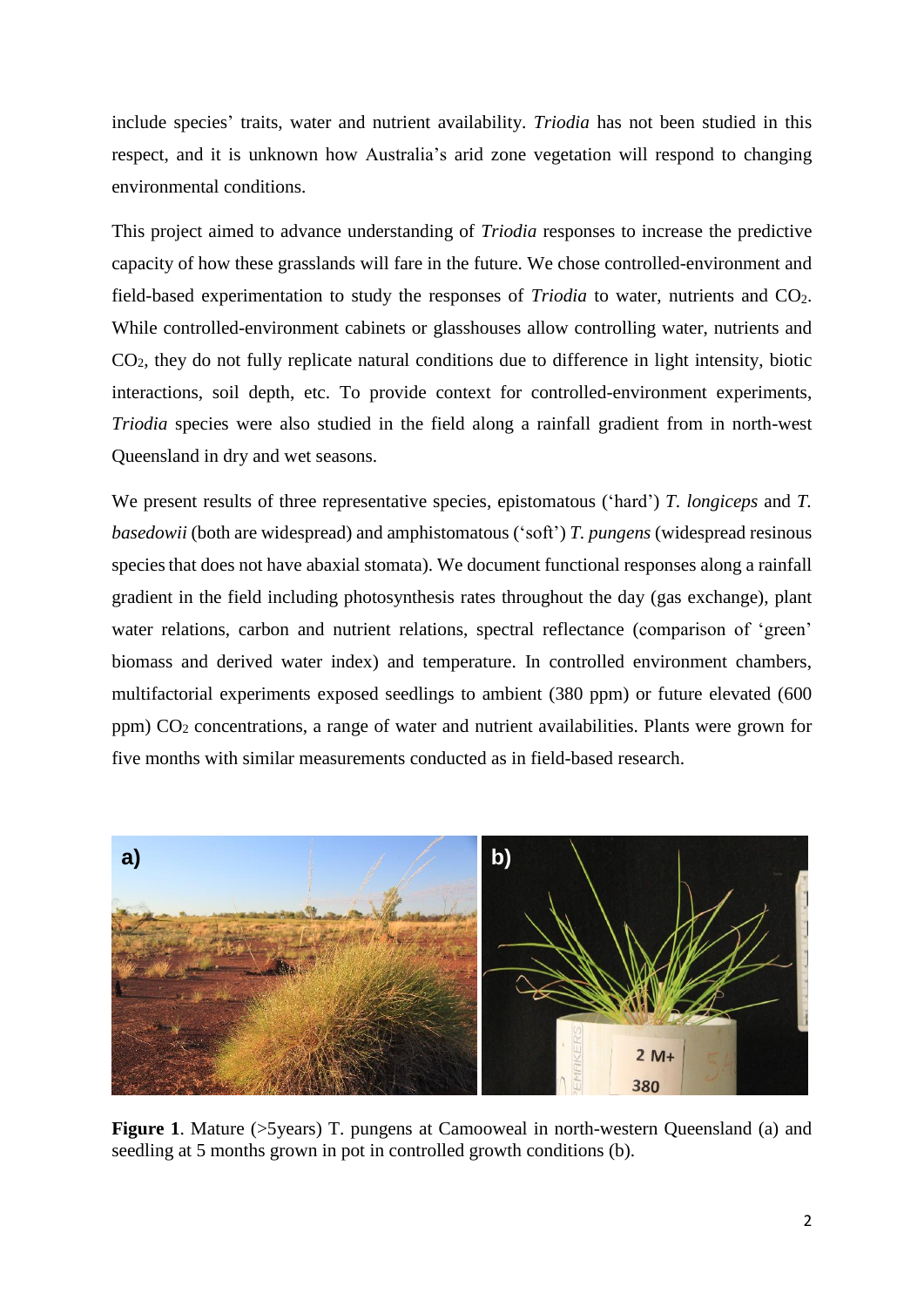include species' traits, water and nutrient availability. *Triodia* has not been studied in this respect, and it is unknown how Australia's arid zone vegetation will respond to changing environmental conditions.

This project aimed to advance understanding of *Triodia* responses to increase the predictive capacity of how these grasslands will fare in the future. We chose controlled-environment and field-based experimentation to study the responses of *Triodia* to water, nutrients and $CO_2$. While controlled-environment cabinets or glasshouses allow controlling water, nutrients and $CO_2$, they do not fully replicate natural conditions due to difference in light intensity, biotic interactions, soil depth, etc. To provide context for controlled-environment experiments, *Triodia* species were also studied in the field along a rainfall gradient from in north-west Queensland in dry and wet seasons.

We present results of three representative species, epistomatous ('hard') *T. longiceps* and *T. basedowii* (both are widespread) and amphistomatous ('soft') *T. pungens* (widespread resinous species that does not have abaxial stomata). We document functional responses along a rainfall gradient in the field including photosynthesis rates throughout the day (gas exchange), plant water relations, carbon and nutrient relations, spectral reflectance (comparison of 'green' biomass and derived water index) and temperature. In controlled environment chambers, multifactorial experiments exposed seedlings to ambient (380 ppm) or future elevated (600 ppm) $CO_2$ concentrations, a range of water and nutrient availabilities. Plants were grown for five months with similar measurements conducted as in field-based research.

**Figure 1**. Mature (>5years) T. pungens at Camooweal in north-western Queensland (a) and seedling at 5 months grown in pot in controlled growth conditions (b).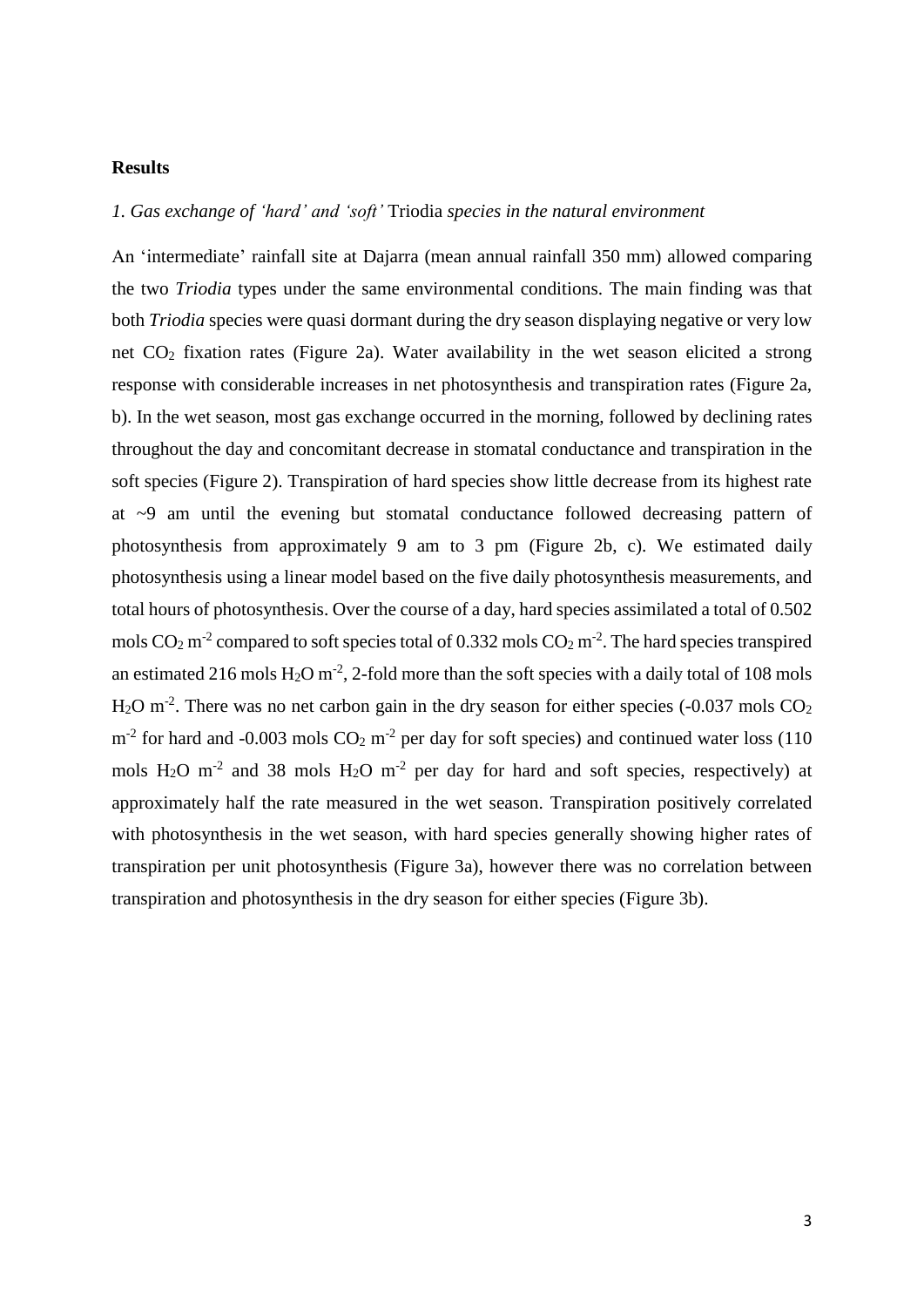## Results

### *1. Gas exchange of 'hard' and 'soft'* Triodia *species in the natural environment*

An 'intermediate' rainfall site at Dajarra (mean annual rainfall 350 mm) allowed comparing the two *Triodia* types under the same environmental conditions. The main finding was that both *Triodia* species were quasi dormant during the dry season displaying negative or very low net $CO_2$ fixation rates (Figure 2a). Water availability in the wet season elicited a strong response with considerable increases in net photosynthesis and transpiration rates (Figure 2a, b). In the wet season, most gas exchange occurred in the morning, followed by declining rates throughout the day and concomitant decrease in stomatal conductance and transpiration in the soft species (Figure 2). Transpiration of hard species show little decrease from its highest rate at ~9 am until the evening but stomatal conductance followed decreasing pattern of photosynthesis from approximately 9 am to 3 pm (Figure 2b, c). We estimated daily photosynthesis using a linear model based on the five daily photosynthesis measurements, and total hours of photosynthesis. Over the course of a day, hard species assimilated a total of 0.502 mols $CO_2$ $m^{-2}$ compared to soft species total of 0.332 mols $CO_2$ $m^{-2}$. The hard species transpired an estimated 216 mols $H_2O$ $m^{-2}$, 2-fold more than the soft species with a daily total of 108 mols $H_2O$ $m^{-2}$. There was no net carbon gain in the dry season for either species (-0.037 mols $CO_2$ $m^{-2}$ for hard and -0.003 mols $CO_2$ $m^{-2}$ per day for soft species) and continued water loss (110 mols $H_2O$ $m^{-2}$ and 38 mols $H_2O$ $m^{-2}$ per day for hard and soft species, respectively) at approximately half the rate measured in the wet season. Transpiration positively correlated with photosynthesis in the wet season, with hard species generally showing higher rates of transpiration per unit photosynthesis (Figure 3a), however there was no correlation between transpiration and photosynthesis in the dry season for either species (Figure 3b).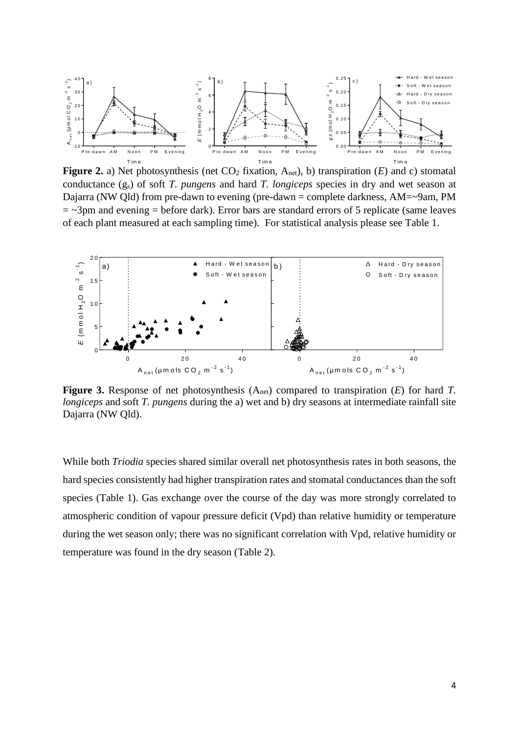**Figure 2.** a) Net photosynthesis (net $CO_2$ fixation, $A_{net}$), b) transpiration (*E*) and c) stomatal conductance ($g_s$) of soft *T. pungens* and hard *T. longiceps* species in dry and wet season at Dajarra (NW Qld) from pre-dawn to evening (pre-dawn = complete darkness, AM=~9am, PM = ~3pm and evening = before dark). Error bars are standard errors of 5 replicate (same leaves of each plant measured at each sampling time). For statistical analysis please see Table 1.

**Figure 3.** Response of net photosynthesis ($A_{net}$) compared to transpiration (*E*) for hard *T. longiceps* and soft *T. pungens* during the a) wet and b) dry seasons at intermediate rainfall site Dajarra (NW Qld).

While both *Triodia* species shared similar overall net photosynthesis rates in both seasons, the hard species consistently had higher transpiration rates and stomatal conductances than the soft species (Table 1). Gas exchange over the course of the day was more strongly correlated to atmospheric condition of vapour pressure deficit (Vpd) than relative humidity or temperature during the wet season only; there was no significant correlation with Vpd, relative humidity or temperature was found in the dry season (Table 2).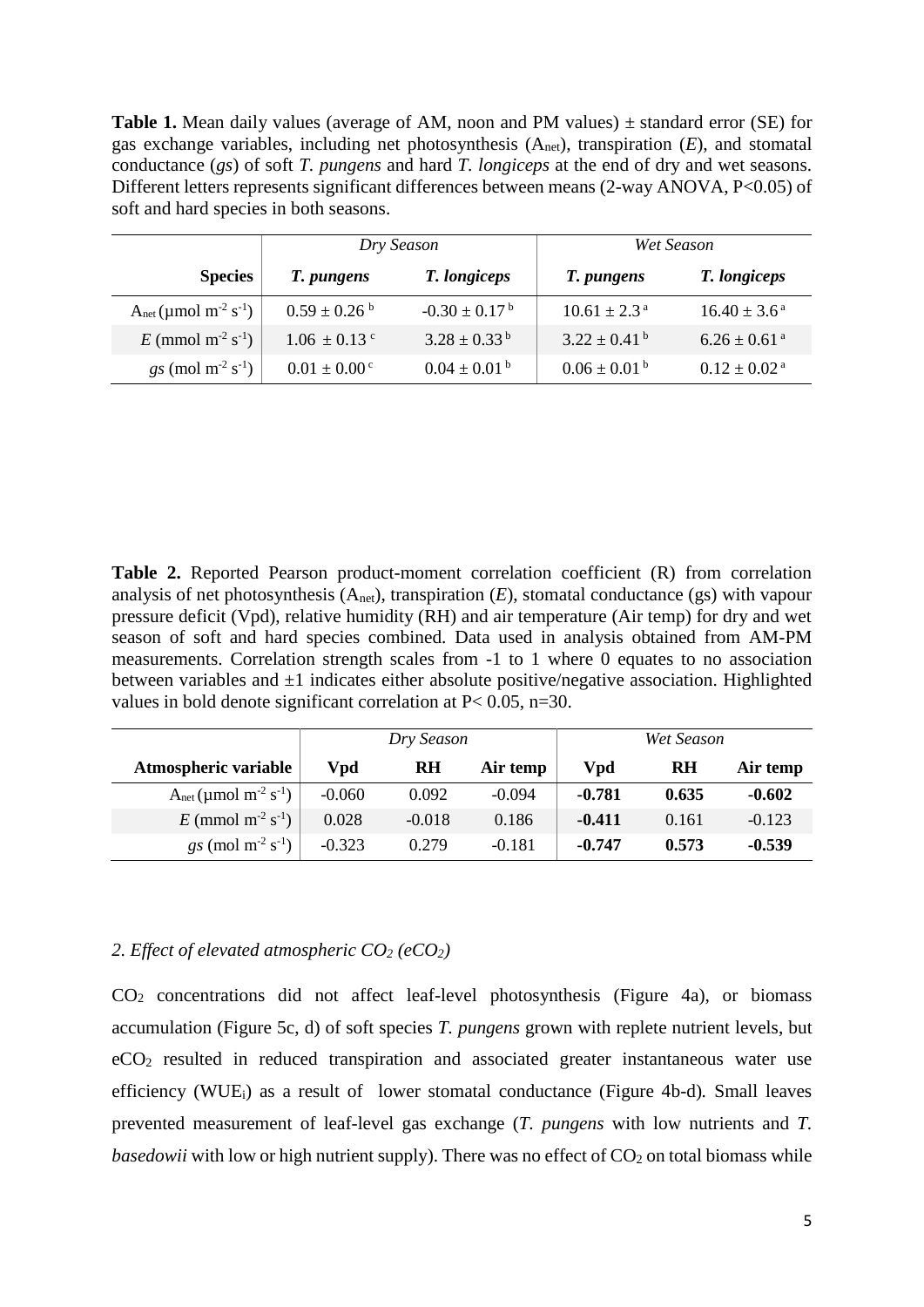**Table 1.** Mean daily values (average of AM, noon and PM values) ± standard error (SE) for gas exchange variables, including net photosynthesis ($A_{net}$), transpiration ($E$), and stomatal conductance ($gs$) of soft *T. pungens* and hard *T. longiceps* at the end of dry and wet seasons. Different letters represents significant differences between means (2-way ANOVA, P<0.05) of soft and hard species in both seasons.

| | *Dry Season* | | *Wet Season* | |
|---|---|---|---|---|
| **Species** | ***T. pungens*** | ***T. longiceps*** | ***T. pungens*** | ***T. longiceps*** |
| $A_{net}$ (μmol $m^{-2}$ $s^{-1}$) | $0.59 \pm 0.26$ $^{b}$ | $-0.30 \pm 0.17$ $^{b}$ | $10.61 \pm 2.3$ $^{a}$ | $16.40 \pm 3.6$ $^{a}$ |
| $E$ (mmol $m^{-2}$ $s^{-1}$) | $1.06 \pm 0.13$ $^{c}$ | $3.28 \pm 0.33$ $^{b}$ | $3.22 \pm 0.41$ $^{b}$ | $6.26 \pm 0.61$ $^{a}$ |
| $gs$ (mol $m^{-2}$ $s^{-1}$) | $0.01 \pm 0.00$ $^{c}$ | $0.04 \pm 0.01$ $^{b}$ | $0.06 \pm 0.01$ $^{b}$ | $0.12 \pm 0.02$ $^{a}$ |

**Table 2.** Reported Pearson product-moment correlation coefficient (R) from correlation analysis of net photosynthesis ($A_{net}$), transpiration ($E$), stomatal conductance (gs) with vapour pressure deficit (Vpd), relative humidity (RH) and air temperature (Air temp) for dry and wet season of soft and hard species combined. Data used in analysis obtained from AM-PM measurements. Correlation strength scales from -1 to 1 where 0 equates to no association between variables and ±1 indicates either absolute positive/negative association. Highlighted values in bold denote significant correlation at P< 0.05, n=30.

| | *Dry Season* | | | *Wet Season* | | |
|---|---|---|---|---|---|---|
| **Atmospheric variable** | **Vpd** | **RH** | **Air temp** | **Vpd** | **RH** | **Air temp** |
| $A_{net}$ (μmol $m^{-2}$ $s^{-1}$) | -0.060 | 0.092 | -0.094 | **-0.781** | **0.635** | **-0.602** |
| $E$ (mmol $m^{-2}$ $s^{-1}$) | 0.028 | -0.018 | 0.186 | **-0.411** | 0.161 | -0.123 |
| $gs$ (mol $m^{-2}$ $s^{-1}$) | -0.323 | 0.279 | -0.181 | **-0.747** | **0.573** | **-0.539** |

### *2. Effect of elevated atmospheric $CO_2$ ($eCO_2$)*

$CO_2$ concentrations did not affect leaf-level photosynthesis (Figure 4a), or biomass accumulation (Figure 5c, d) of soft species *T. pungens* grown with replete nutrient levels, but $eCO_2$ resulted in reduced transpiration and associated greater instantaneous water use efficiency ($WUE_i$) as a result of lower stomatal conductance (Figure 4b-d). Small leaves prevented measurement of leaf-level gas exchange (*T. pungens* with low nutrients and *T. basedowii* with low or high nutrient supply). There was no effect of $CO_2$ on total biomass while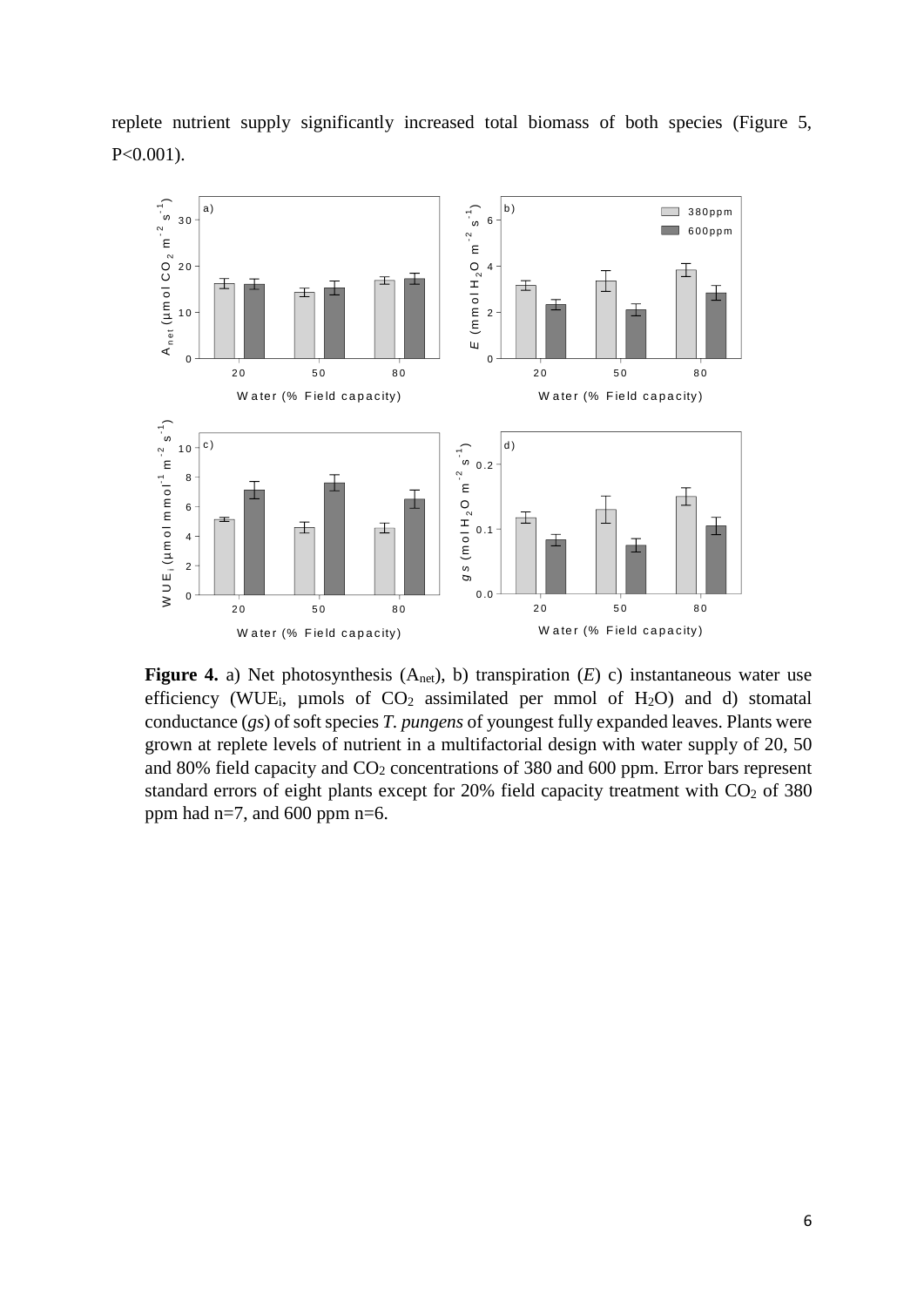replete nutrient supply significantly increased total biomass of both species (Figure 5, $P<0.001$).

**Figure 4.** a) Net photosynthesis ($A_{net}$), b) transpiration (*E*) c) instantaneous water use efficiency ($WUE_i$, µmols of $CO_2$ assimilated per mmol of $H_2O$) and d) stomatal conductance (*gs*) of soft species *T. pungens* of youngest fully expanded leaves. Plants were grown at replete levels of nutrient in a multifactorial design with water supply of 20, 50 and 80% field capacity and $CO_2$ concentrations of 380 and 600 ppm. Error bars represent standard errors of eight plants except for 20% field capacity treatment with $CO_2$ of 380 ppm had n=7, and 600 ppm n=6.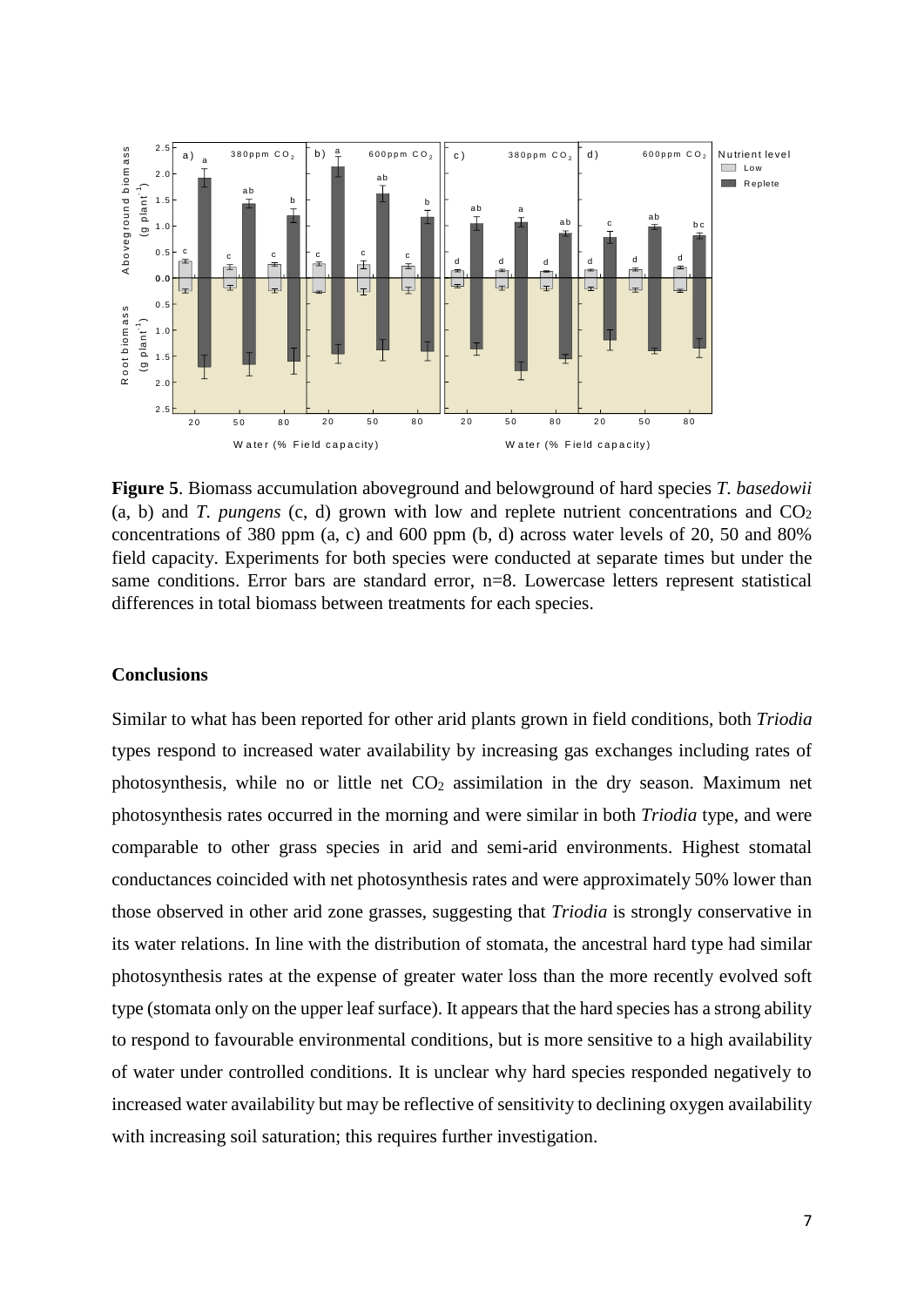**Figure 5**. Biomass accumulation aboveground and belowground of hard species *T. basedowii* (a, b) and *T. pungens* (c, d) grown with low and replete nutrient concentrations and $CO_2$ concentrations of 380 ppm (a, c) and 600 ppm (b, d) across water levels of 20, 50 and 80% field capacity. Experiments for both species were conducted at separate times but under the same conditions. Error bars are standard error, n=8. Lowercase letters represent statistical differences in total biomass between treatments for each species.

## Conclusions

Similar to what has been reported for other arid plants grown in field conditions, both *Triodia* types respond to increased water availability by increasing gas exchanges including rates of photosynthesis, while no or little net $CO_2$ assimilation in the dry season. Maximum net photosynthesis rates occurred in the morning and were similar in both *Triodia* type, and were comparable to other grass species in arid and semi-arid environments. Highest stomatal conductances coincided with net photosynthesis rates and were approximately 50% lower than those observed in other arid zone grasses, suggesting that *Triodia* is strongly conservative in its water relations. In line with the distribution of stomata, the ancestral hard type had similar photosynthesis rates at the expense of greater water loss than the more recently evolved soft type (stomata only on the upper leaf surface). It appears that the hard species has a strong ability to respond to favourable environmental conditions, but is more sensitive to a high availability of water under controlled conditions. It is unclear why hard species responded negatively to increased water availability but may be reflective of sensitivity to declining oxygen availability with increasing soil saturation; this requires further investigation.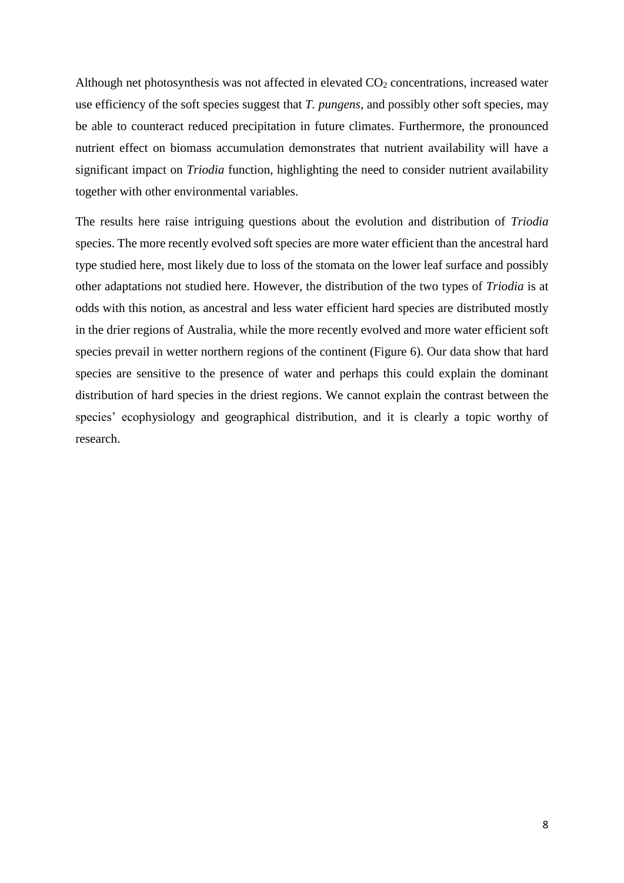Although net photosynthesis was not affected in elevated $CO_2$ concentrations, increased water use efficiency of the soft species suggest that *T. pungens*, and possibly other soft species, may be able to counteract reduced precipitation in future climates. Furthermore, the pronounced nutrient effect on biomass accumulation demonstrates that nutrient availability will have a significant impact on *Triodia* function, highlighting the need to consider nutrient availability together with other environmental variables.

The results here raise intriguing questions about the evolution and distribution of *Triodia* species. The more recently evolved soft species are more water efficient than the ancestral hard type studied here, most likely due to loss of the stomata on the lower leaf surface and possibly other adaptations not studied here. However, the distribution of the two types of *Triodia* is at odds with this notion, as ancestral and less water efficient hard species are distributed mostly in the drier regions of Australia, while the more recently evolved and more water efficient soft species prevail in wetter northern regions of the continent (Figure 6). Our data show that hard species are sensitive to the presence of water and perhaps this could explain the dominant distribution of hard species in the driest regions. We cannot explain the contrast between the species' ecophysiology and geographical distribution, and it is clearly a topic worthy of research.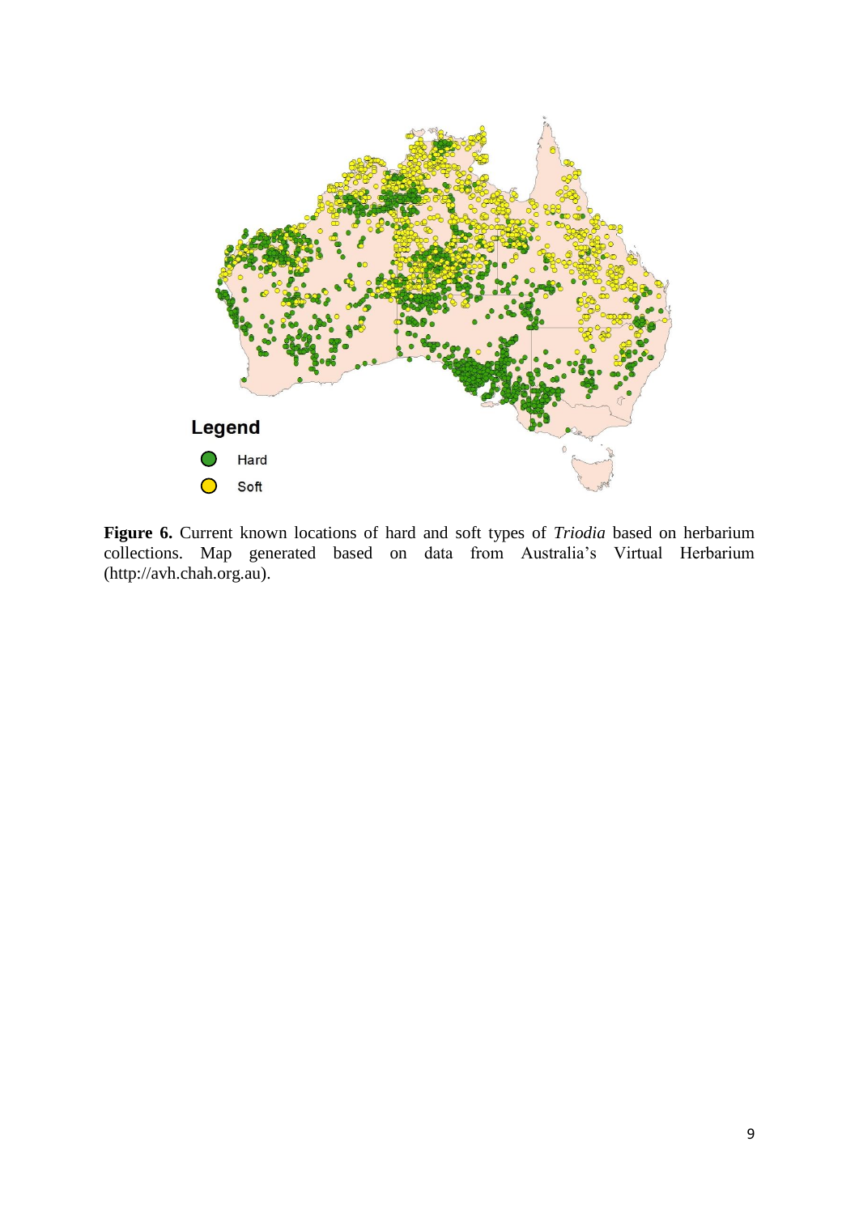Legend

Hard

Soft

**Figure 6.** Current known locations of hard and soft types of *Triodia* based on herbarium collections. Map generated based on data from Australia's Virtual Herbarium (http://avh.chah.org.au).